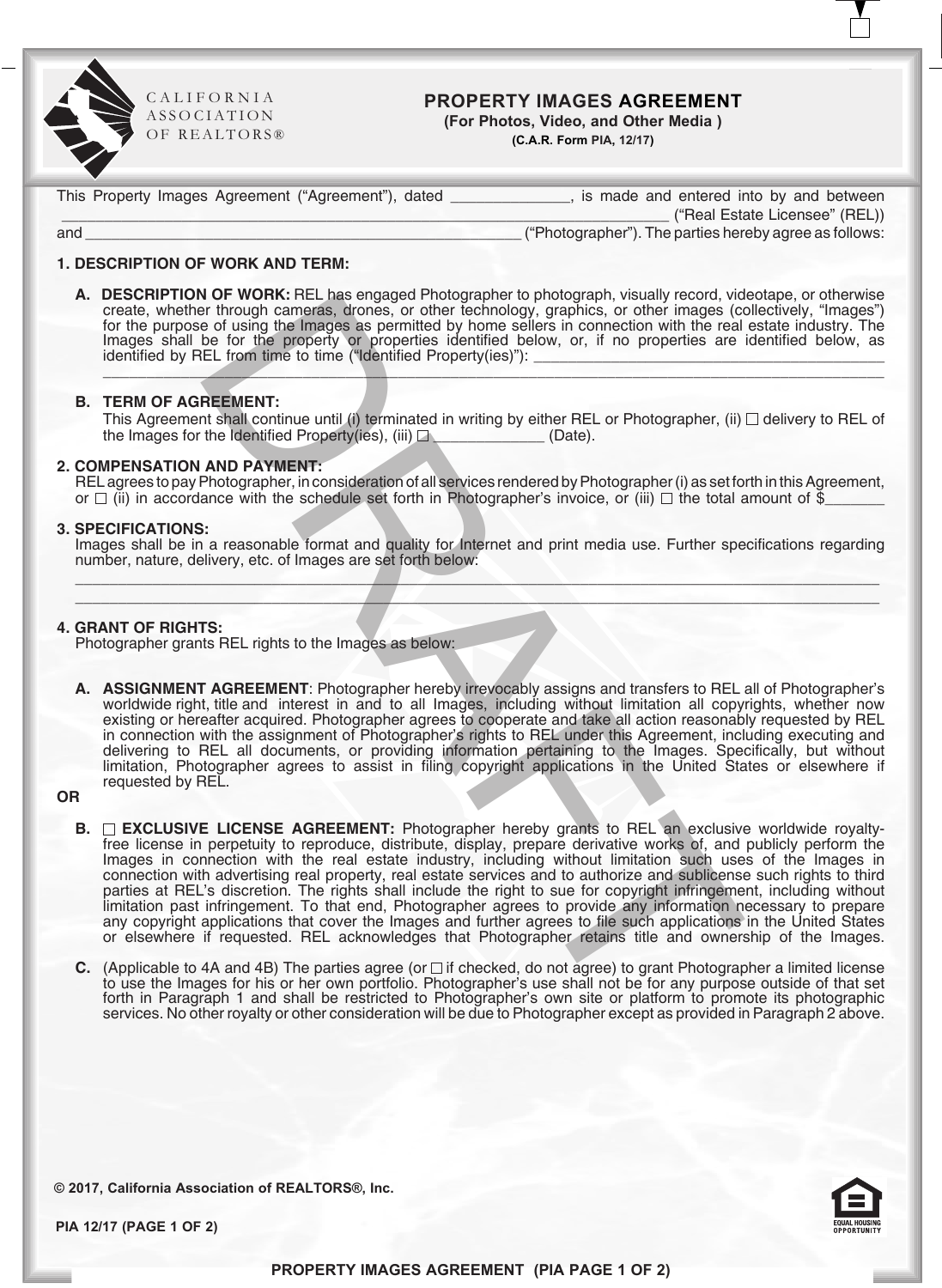CALIFORNIA ASSOCIATION OF REALTORS®

# PROPERTY IMAGES AGREEMENT

**(For Photos, Video, and Other Media )**

**(C.A.R. Form PIA, 12/17)**

This Property Images Agreement ("Agreement"), dated ______________, is made and entered into by and between ______________________________________________________________________ ("Real Estate Licensee" (REL)) and _____________________________________________________ ("Photographer"). The parties hereby agree as follows:

**1. DESCRIPTION OF WORK AND TERM:**

**A. DESCRIPTION OF WORK:** REL has engaged Photographer to photograph, visually record, videotape, or otherwise create, whether through cameras, drones, or other technology, graphics, or other images (collectively, "Images") for the purpose of using the Images as permitted by home sellers in connection with the real estate industry. The Images shall be for the property or properties identified below, or, if no properties are identified below, as identified by REL from time to time ("Identified Property(ies)"): ____________________________________________
______________________________________________________________________________________________

**B. TERM OF AGREEMENT:**
This Agreement shall continue until (i) terminated in writing by either REL or Photographer, (ii) ☐ delivery to REL of the Images for the Identified Property(ies), (iii) ☐ ______________ (Date).

**2. COMPENSATION AND PAYMENT:**
REL agrees to pay Photographer, in consideration of all services rendered by Photographer (i) as set forth in this Agreement, or ☐ (ii) in accordance with the schedule set forth in Photographer's invoice, or (iii) ☐ the total amount of $_______

**3. SPECIFICATIONS:**
Images shall be in a reasonable format and quality for Internet and print media use. Further specifications regarding number, nature, delivery, etc. of Images are set forth below:
______________________________________________________________________________________________
______________________________________________________________________________________________

**4. GRANT OF RIGHTS:**
Photographer grants REL rights to the Images as below:

**A. ASSIGNMENT AGREEMENT**: Photographer hereby irrevocably assigns and transfers to REL all of Photographer's worldwide right, title and interest in and to all Images, including without limitation all copyrights, whether now existing or hereafter acquired. Photographer agrees to cooperate and take all action reasonably requested by REL in connection with the assignment of Photographer's rights to REL under this Agreement, including executing and delivering to REL all documents, or providing information pertaining to the Images. Specifically, but without limitation, Photographer agrees to assist in filing copyright applications in the United States or elsewhere if requested by REL.

**OR**

**B.** ☐ **EXCLUSIVE LICENSE AGREEMENT:** Photographer hereby grants to REL an exclusive worldwide royalty-free license in perpetuity to reproduce, distribute, display, prepare derivative works of, and publicly perform the Images in connection with the real estate industry, including without limitation such uses of the Images in connection with advertising real property, real estate services and to authorize and sublicense such rights to third parties at REL's discretion. The rights shall include the right to sue for copyright infringement, including without limitation past infringement. To that end, Photographer agrees to provide any information necessary to prepare any copyright applications that cover the Images and further agrees to file such applications in the United States or elsewhere if requested. REL acknowledges that Photographer retains title and ownership of the Images.

**C.** (Applicable to 4A and 4B) The parties agree (or ☐ if checked, do not agree) to grant Photographer a limited license to use the Images for his or her own portfolio. Photographer's use shall not be for any purpose outside of that set forth in Paragraph 1 and shall be restricted to Photographer's own site or platform to promote its photographic services. No other royalty or other consideration will be due to Photographer except as provided in Paragraph 2 above.

**© 2017, California Association of REALTORS®, Inc.**

**PIA 12/17 (PAGE 1 OF 2)**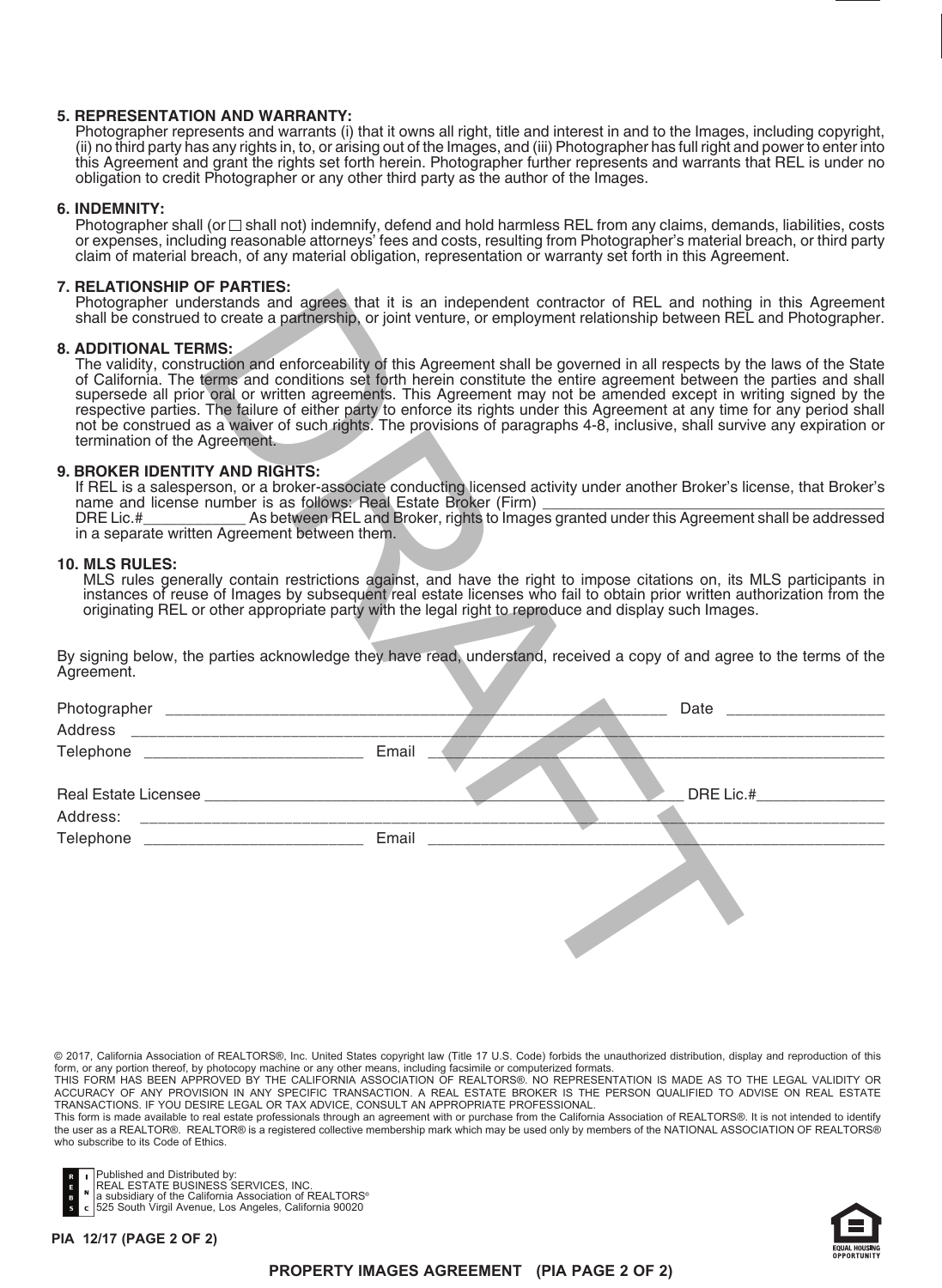**5. REPRESENTATION AND WARRANTY:**

Photographer represents and warrants (i) that it owns all right, title and interest in and to the Images, including copyright, (ii) no third party has any rights in, to, or arising out of the Images, and (iii) Photographer has full right and power to enter into this Agreement and grant the rights set forth herein. Photographer further represents and warrants that REL is under no obligation to credit Photographer or any other third party as the author of the Images.

**6. INDEMNITY:**

Photographer shall (or ☐ shall not) indemnify, defend and hold harmless REL from any claims, demands, liabilities, costs or expenses, including reasonable attorneys' fees and costs, resulting from Photographer's material breach, or third party claim of material breach, of any material obligation, representation or warranty set forth in this Agreement.

**7. RELATIONSHIP OF PARTIES:**

Photographer understands and agrees that it is an independent contractor of REL and nothing in this Agreement shall be construed to create a partnership, or joint venture, or employment relationship between REL and Photographer.

**8. ADDITIONAL TERMS:**

The validity, construction and enforceability of this Agreement shall be governed in all respects by the laws of the State of California. The terms and conditions set forth herein constitute the entire agreement between the parties and shall supersede all prior oral or written agreements. This Agreement may not be amended except in writing signed by the respective parties. The failure of either party to enforce its rights under this Agreement at any time for any period shall not be construed as a waiver of such rights. The provisions of paragraphs 4-8, inclusive, shall survive any expiration or termination of the Agreement.

**9. BROKER IDENTITY AND RIGHTS:**

If REL is a salesperson, or a broker-associate conducting licensed activity under another Broker's license, that Broker's name and license number is as follows: Real Estate Broker (Firm) ________________________________________ DRE Lic.#____________ As between REL and Broker, rights to Images granted under this Agreement shall be addressed in a separate written Agreement between them.

**10. MLS RULES:**

MLS rules generally contain restrictions against, and have the right to impose citations on, its MLS participants in instances of reuse of Images by subsequent real estate licenses who fail to obtain prior written authorization from the originating REL or other appropriate party with the legal right to reproduce and display such Images.

By signing below, the parties acknowledge they have read, understand, received a copy of and agree to the terms of the Agreement.

Photographer ____________________________________________________________ Date __________________

Address ______________________________________________________________________________________

Telephone __________________________ Email ______________________________________________________

Real Estate Licensee ____________________________________________________________ DRE Lic.#_______________

Address: ______________________________________________________________________________________

Telephone __________________________ Email ______________________________________________________

DRAFT

© 2017, California Association of REALTORS®, Inc. United States copyright law (Title 17 U.S. Code) forbids the unauthorized distribution, display and reproduction of this form, or any portion thereof, by photocopy machine or any other means, including facsimile or computerized formats.

THIS FORM HAS BEEN APPROVED BY THE CALIFORNIA ASSOCIATION OF REALTORS®. NO REPRESENTATION IS MADE AS TO THE LEGAL VALIDITY OR ACCURACY OF ANY PROVISION IN ANY SPECIFIC TRANSACTION. A REAL ESTATE BROKER IS THE PERSON QUALIFIED TO ADVISE ON REAL ESTATE TRANSACTIONS. IF YOU DESIRE LEGAL OR TAX ADVICE, CONSULT AN APPROPRIATE PROFESSIONAL.

This form is made available to real estate professionals through an agreement with or purchase from the California Association of REALTORS®. It is not intended to identify the user as a REALTOR®. REALTOR® is a registered collective membership mark which may be used only by members of the NATIONAL ASSOCIATION OF REALTORS® who subscribe to its Code of Ethics.

Published and Distributed by:
REAL ESTATE BUSINESS SERVICES, INC.
a subsidiary of the California Association of REALTORS®
525 South Virgil Avenue, Los Angeles, California 90020

PIA 12/17 (PAGE 2 OF 2)

PROPERTY IMAGES AGREEMENT (PIA PAGE 2 OF 2)